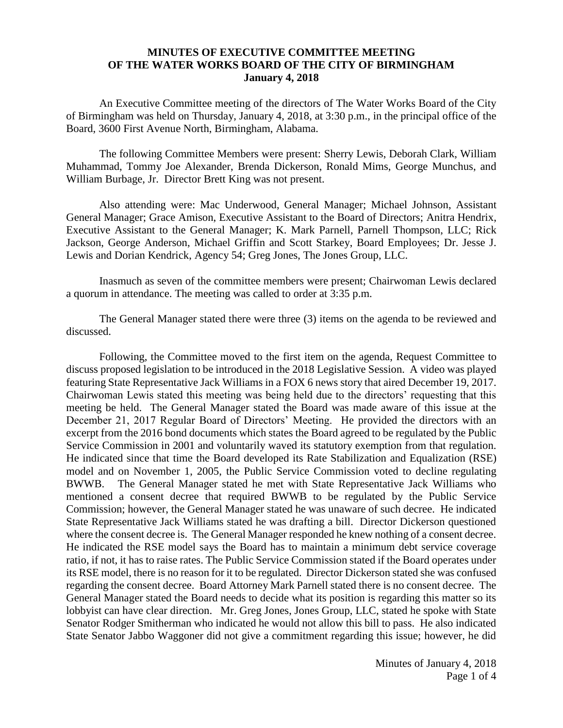**MINUTES OF EXECUTIVE COMMITTEE MEETING OF THE WATER WORKS BOARD OF THE CITY OF BIRMINGHAM January 4, 2018**

An Executive Committee meeting of the directors of The Water Works Board of the City of Birmingham was held on Thursday, January 4, 2018, at 3:30 p.m., in the principal office of the Board, 3600 First Avenue North, Birmingham, Alabama.

The following Committee Members were present: Sherry Lewis, Deborah Clark, William Muhammad, Tommy Joe Alexander, Brenda Dickerson, Ronald Mims, George Munchus, and William Burbage, Jr. Director Brett King was not present.

Also attending were: Mac Underwood, General Manager; Michael Johnson, Assistant General Manager; Grace Amison, Executive Assistant to the Board of Directors; Anitra Hendrix, Executive Assistant to the General Manager; K. Mark Parnell, Parnell Thompson, LLC; Rick Jackson, George Anderson, Michael Griffin and Scott Starkey, Board Employees; Dr. Jesse J. Lewis and Dorian Kendrick, Agency 54; Greg Jones, The Jones Group, LLC.

Inasmuch as seven of the committee members were present; Chairwoman Lewis declared a quorum in attendance. The meeting was called to order at 3:35 p.m.

The General Manager stated there were three (3) items on the agenda to be reviewed and discussed.

Following, the Committee moved to the first item on the agenda, Request Committee to discuss proposed legislation to be introduced in the 2018 Legislative Session. A video was played featuring State Representative Jack Williams in a FOX 6 news story that aired December 19, 2017. Chairwoman Lewis stated this meeting was being held due to the directors' requesting that this meeting be held. The General Manager stated the Board was made aware of this issue at the December 21, 2017 Regular Board of Directors' Meeting. He provided the directors with an excerpt from the 2016 bond documents which states the Board agreed to be regulated by the Public Service Commission in 2001 and voluntarily waved its statutory exemption from that regulation. He indicated since that time the Board developed its Rate Stabilization and Equalization (RSE) model and on November 1, 2005, the Public Service Commission voted to decline regulating BWWB. The General Manager stated he met with State Representative Jack Williams who mentioned a consent decree that required BWWB to be regulated by the Public Service Commission; however, the General Manager stated he was unaware of such decree. He indicated State Representative Jack Williams stated he was drafting a bill. Director Dickerson questioned where the consent decree is. The General Manager responded he knew nothing of a consent decree. He indicated the RSE model says the Board has to maintain a minimum debt service coverage ratio, if not, it has to raise rates. The Public Service Commission stated if the Board operates under its RSE model, there is no reason for it to be regulated. Director Dickerson stated she was confused regarding the consent decree. Board Attorney Mark Parnell stated there is no consent decree. The General Manager stated the Board needs to decide what its position is regarding this matter so its lobbyist can have clear direction. Mr. Greg Jones, Jones Group, LLC, stated he spoke with State Senator Rodger Smitherman who indicated he would not allow this bill to pass. He also indicated State Senator Jabbo Waggoner did not give a commitment regarding this issue; however, he did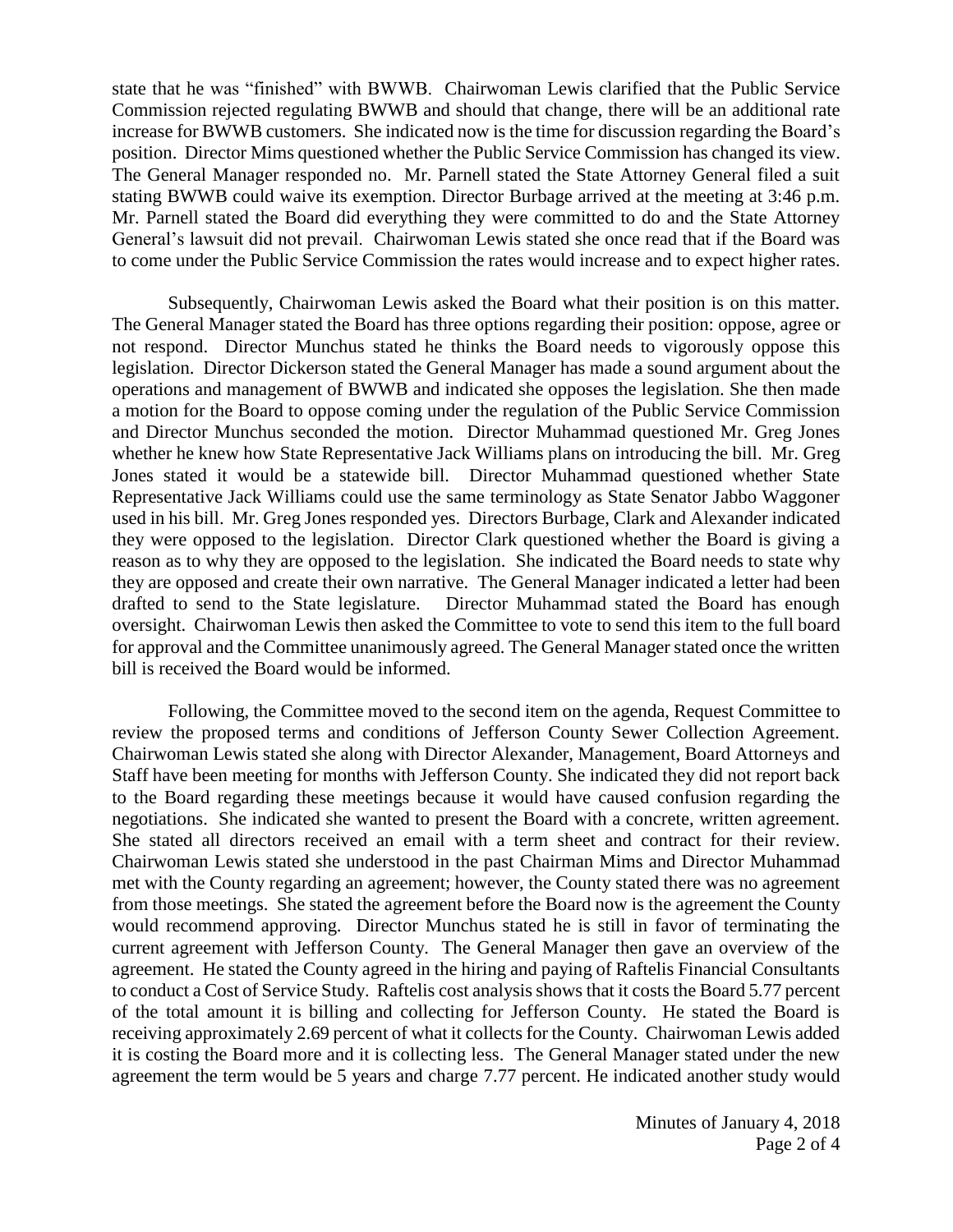state that he was "finished" with BWWB. Chairwoman Lewis clarified that the Public Service Commission rejected regulating BWWB and should that change, there will be an additional rate increase for BWWB customers. She indicated now is the time for discussion regarding the Board's position. Director Mims questioned whether the Public Service Commission has changed its view. The General Manager responded no. Mr. Parnell stated the State Attorney General filed a suit stating BWWB could waive its exemption. Director Burbage arrived at the meeting at 3:46 p.m. Mr. Parnell stated the Board did everything they were committed to do and the State Attorney General's lawsuit did not prevail. Chairwoman Lewis stated she once read that if the Board was to come under the Public Service Commission the rates would increase and to expect higher rates.

Subsequently, Chairwoman Lewis asked the Board what their position is on this matter. The General Manager stated the Board has three options regarding their position: oppose, agree or not respond. Director Munchus stated he thinks the Board needs to vigorously oppose this legislation. Director Dickerson stated the General Manager has made a sound argument about the operations and management of BWWB and indicated she opposes the legislation. She then made a motion for the Board to oppose coming under the regulation of the Public Service Commission and Director Munchus seconded the motion. Director Muhammad questioned Mr. Greg Jones whether he knew how State Representative Jack Williams plans on introducing the bill. Mr. Greg Jones stated it would be a statewide bill. Director Muhammad questioned whether State Representative Jack Williams could use the same terminology as State Senator Jabbo Waggoner used in his bill. Mr. Greg Jones responded yes. Directors Burbage, Clark and Alexander indicated they were opposed to the legislation. Director Clark questioned whether the Board is giving a reason as to why they are opposed to the legislation. She indicated the Board needs to state why they are opposed and create their own narrative. The General Manager indicated a letter had been drafted to send to the State legislature. Director Muhammad stated the Board has enough oversight. Chairwoman Lewis then asked the Committee to vote to send this item to the full board for approval and the Committee unanimously agreed. The General Manager stated once the written bill is received the Board would be informed.

Following, the Committee moved to the second item on the agenda, Request Committee to review the proposed terms and conditions of Jefferson County Sewer Collection Agreement. Chairwoman Lewis stated she along with Director Alexander, Management, Board Attorneys and Staff have been meeting for months with Jefferson County. She indicated they did not report back to the Board regarding these meetings because it would have caused confusion regarding the negotiations. She indicated she wanted to present the Board with a concrete, written agreement. She stated all directors received an email with a term sheet and contract for their review. Chairwoman Lewis stated she understood in the past Chairman Mims and Director Muhammad met with the County regarding an agreement; however, the County stated there was no agreement from those meetings. She stated the agreement before the Board now is the agreement the County would recommend approving. Director Munchus stated he is still in favor of terminating the current agreement with Jefferson County. The General Manager then gave an overview of the agreement. He stated the County agreed in the hiring and paying of Raftelis Financial Consultants to conduct a Cost of Service Study. Raftelis cost analysis shows that it costs the Board 5.77 percent of the total amount it is billing and collecting for Jefferson County. He stated the Board is receiving approximately 2.69 percent of what it collects for the County. Chairwoman Lewis added it is costing the Board more and it is collecting less. The General Manager stated under the new agreement the term would be 5 years and charge 7.77 percent. He indicated another study would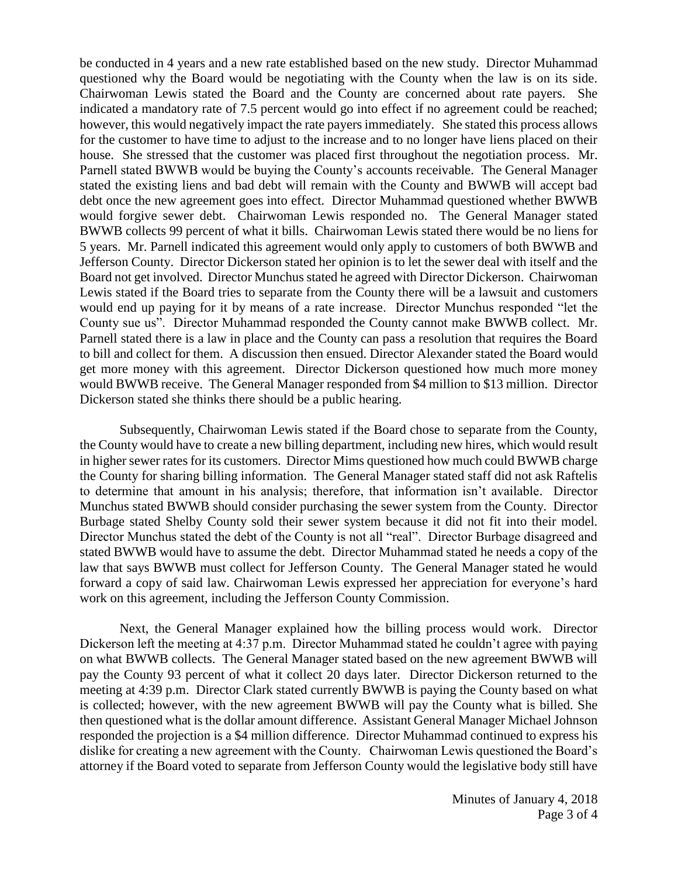be conducted in 4 years and a new rate established based on the new study. Director Muhammad questioned why the Board would be negotiating with the County when the law is on its side. Chairwoman Lewis stated the Board and the County are concerned about rate payers. She indicated a mandatory rate of 7.5 percent would go into effect if no agreement could be reached; however, this would negatively impact the rate payers immediately. She stated this process allows for the customer to have time to adjust to the increase and to no longer have liens placed on their house. She stressed that the customer was placed first throughout the negotiation process. Mr. Parnell stated BWWB would be buying the County's accounts receivable. The General Manager stated the existing liens and bad debt will remain with the County and BWWB will accept bad debt once the new agreement goes into effect. Director Muhammad questioned whether BWWB would forgive sewer debt. Chairwoman Lewis responded no. The General Manager stated BWWB collects 99 percent of what it bills. Chairwoman Lewis stated there would be no liens for 5 years. Mr. Parnell indicated this agreement would only apply to customers of both BWWB and Jefferson County. Director Dickerson stated her opinion is to let the sewer deal with itself and the Board not get involved. Director Munchus stated he agreed with Director Dickerson. Chairwoman Lewis stated if the Board tries to separate from the County there will be a lawsuit and customers would end up paying for it by means of a rate increase. Director Munchus responded "let the County sue us". Director Muhammad responded the County cannot make BWWB collect. Mr. Parnell stated there is a law in place and the County can pass a resolution that requires the Board to bill and collect for them. A discussion then ensued. Director Alexander stated the Board would get more money with this agreement. Director Dickerson questioned how much more money would BWWB receive. The General Manager responded from \$4 million to \$13 million. Director Dickerson stated she thinks there should be a public hearing.

Subsequently, Chairwoman Lewis stated if the Board chose to separate from the County, the County would have to create a new billing department, including new hires, which would result in higher sewer rates for its customers. Director Mims questioned how much could BWWB charge the County for sharing billing information. The General Manager stated staff did not ask Raftelis to determine that amount in his analysis; therefore, that information isn't available. Director Munchus stated BWWB should consider purchasing the sewer system from the County. Director Burbage stated Shelby County sold their sewer system because it did not fit into their model. Director Munchus stated the debt of the County is not all "real". Director Burbage disagreed and stated BWWB would have to assume the debt. Director Muhammad stated he needs a copy of the law that says BWWB must collect for Jefferson County. The General Manager stated he would forward a copy of said law. Chairwoman Lewis expressed her appreciation for everyone's hard work on this agreement, including the Jefferson County Commission.

Next, the General Manager explained how the billing process would work. Director Dickerson left the meeting at 4:37 p.m. Director Muhammad stated he couldn't agree with paying on what BWWB collects. The General Manager stated based on the new agreement BWWB will pay the County 93 percent of what it collect 20 days later. Director Dickerson returned to the meeting at 4:39 p.m. Director Clark stated currently BWWB is paying the County based on what is collected; however, with the new agreement BWWB will pay the County what is billed. She then questioned what is the dollar amount difference. Assistant General Manager Michael Johnson responded the projection is a \$4 million difference. Director Muhammad continued to express his dislike for creating a new agreement with the County. Chairwoman Lewis questioned the Board's attorney if the Board voted to separate from Jefferson County would the legislative body still have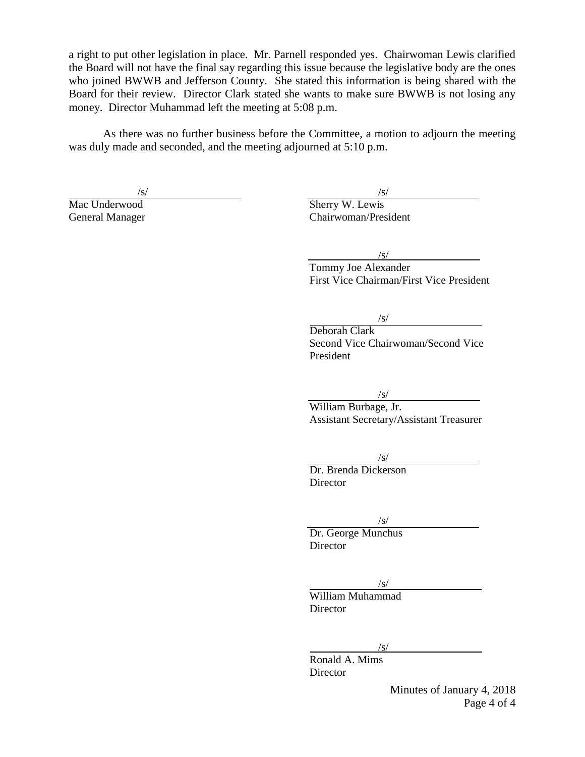a right to put other legislation in place. Mr. Parnell responded yes. Chairwoman Lewis clarified the Board will not have the final say regarding this issue because the legislative body are the ones who joined BWWB and Jefferson County. She stated this information is being shared with the Board for their review. Director Clark stated she wants to make sure BWWB is not losing any money. Director Muhammad left the meeting at 5:08 p.m.

As there was no further business before the Committee, a motion to adjourn the meeting was duly made and seconded, and the meeting adjourned at 5:10 p.m.

/s/
Mac Underwood
General Manager

/s/
Sherry W. Lewis
Chairwoman/President

/s/
Tommy Joe Alexander
First Vice Chairman/First Vice President

/s/
Deborah Clark
Second Vice Chairwoman/Second Vice President

/s/
William Burbage, Jr.
Assistant Secretary/Assistant Treasurer

/s/
Dr. Brenda Dickerson
Director

/s/
Dr. George Munchus
Director

/s/
William Muhammad
Director

/s/
Ronald A. Mims
Director

Minutes of January 4, 2018